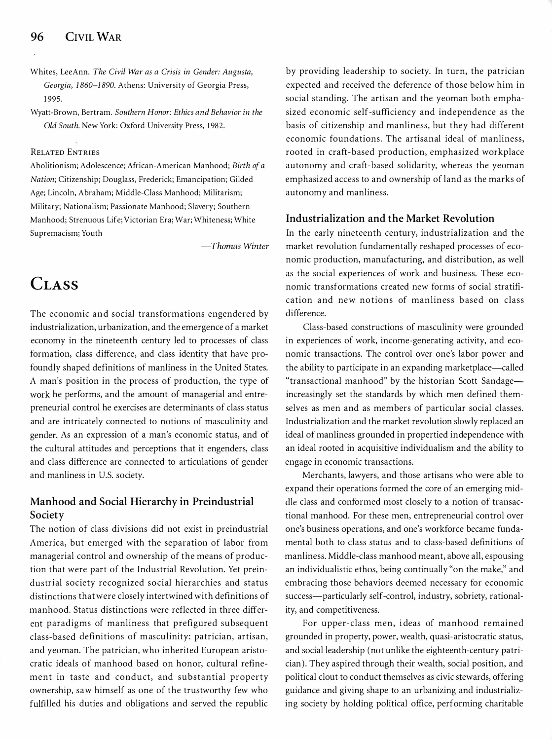Whites, LeeAnn. *The Civil War as a Crisis in Gender: Augusta, Georgia, 1860–1890*. Athens: University of Georgia Press, 1995.

Wyatt-Brown, Bertram. *Southern Honor: Ethics and Behavior in the Old South*. New York: Oxford University Press, 1982.

Related Entries

Abolitionism; Adolescence; African-American Manhood; *Birth of a Nation*; Citizenship; Douglass, Frederick; Emancipation; Gilded Age; Lincoln, Abraham; Middle-Class Manhood; Militarism; Military; Nationalism; Passionate Manhood; Slavery; Southern Manhood; Strenuous Life; Victorian Era; War; Whiteness; White Supremacism; Youth

—*Thomas Winter*

# Class

The economic and social transformations engendered by industrialization, urbanization, and the emergence of a market economy in the nineteenth century led to processes of class formation, class difference, and class identity that have profoundly shaped definitions of manliness in the United States. A man's position in the process of production, the type of work he performs, and the amount of managerial and entrepreneurial control he exercises are determinants of class status and are intricately connected to notions of masculinity and gender. As an expression of a man's economic status, and of the cultural attitudes and perceptions that it engenders, class and class difference are connected to articulations of gender and manliness in U.S. society.

## Manhood and Social Hierarchy in Preindustrial Society

The notion of class divisions did not exist in preindustrial America, but emerged with the separation of labor from managerial control and ownership of the means of production that were part of the Industrial Revolution. Yet preindustrial society recognized social hierarchies and status distinctions that were closely intertwined with definitions of manhood. Status distinctions were reflected in three different paradigms of manliness that prefigured subsequent class-based definitions of masculinity: patrician, artisan, and yeoman. The patrician, who inherited European aristocratic ideals of manhood based on honor, cultural refinement in taste and conduct, and substantial property ownership, saw himself as one of the trustworthy few who fulfilled his duties and obligations and served the republic by providing leadership to society. In turn, the patrician expected and received the deference of those below him in social standing. The artisan and the yeoman both emphasized economic self-sufficiency and independence as the basis of citizenship and manliness, but they had different economic foundations. The artisanal ideal of manliness, rooted in craft-based production, emphasized workplace autonomy and craft-based solidarity, whereas the yeoman emphasized access to and ownership of land as the marks of autonomy and manliness.

## Industrialization and the Market Revolution

In the early nineteenth century, industrialization and the market revolution fundamentally reshaped processes of economic production, manufacturing, and distribution, as well as the social experiences of work and business. These economic transformations created new forms of social stratification and new notions of manliness based on class difference.

Class-based constructions of masculinity were grounded in experiences of work, income-generating activity, and economic transactions. The control over one's labor power and the ability to participate in an expanding marketplace—called "transactional manhood" by the historian Scott Sandage—increasingly set the standards by which men defined themselves as men and as members of particular social classes. Industrialization and the market revolution slowly replaced an ideal of manliness grounded in propertied independence with an ideal rooted in acquisitive individualism and the ability to engage in economic transactions.

Merchants, lawyers, and those artisans who were able to expand their operations formed the core of an emerging middle class and conformed most closely to a notion of transactional manhood. For these men, entrepreneurial control over one's business operations, and one's workforce became fundamental both to class status and to class-based definitions of manliness. Middle-class manhood meant, above all, espousing an individualistic ethos, being continually "on the make," and embracing those behaviors deemed necessary for economic success—particularly self-control, industry, sobriety, rationality, and competitiveness.

For upper-class men, ideas of manhood remained grounded in property, power, wealth, quasi-aristocratic status, and social leadership (not unlike the eighteenth-century patrician). They aspired through their wealth, social position, and political clout to conduct themselves as civic stewards, offering guidance and giving shape to an urbanizing and industrializing society by holding political office, performing charitable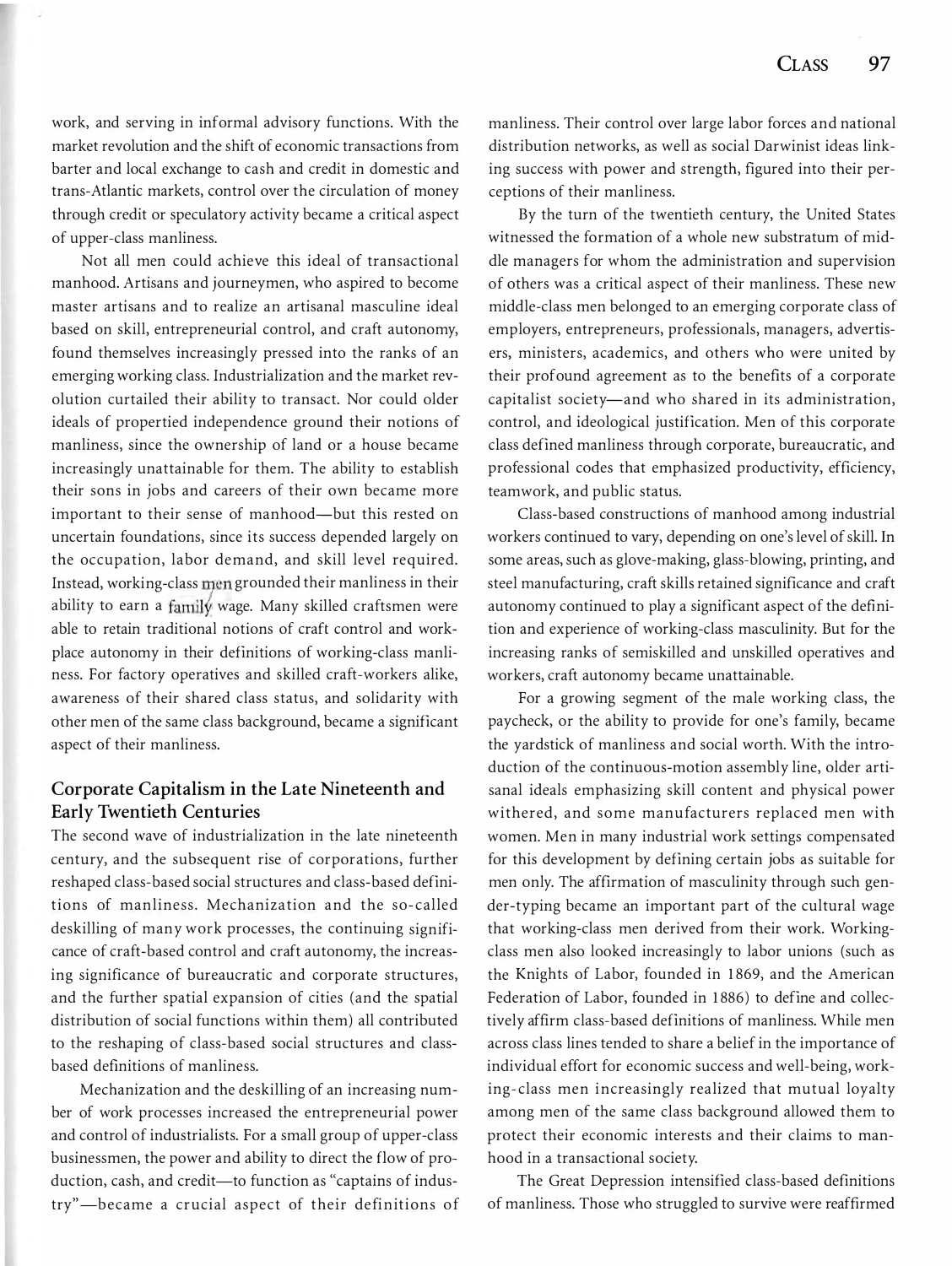work, and serving in informal advisory functions. With the market revolution and the shift of economic transactions from barter and local exchange to cash and credit in domestic and trans-Atlantic markets, control over the circulation of money through credit or speculatory activity became a critical aspect of upper-class manliness.

Not all men could achieve this ideal of transactional manhood. Artisans and journeymen, who aspired to become master artisans and to realize an artisanal masculine ideal based on skill, entrepreneurial control, and craft autonomy, found themselves increasingly pressed into the ranks of an emerging working class. Industrialization and the market revolution curtailed their ability to transact. Nor could older ideals of propertied independence ground their notions of manliness, since the ownership of land or a house became increasingly unattainable for them. The ability to establish their sons in jobs and careers of their own became more important to their sense of manhood—but this rested on uncertain foundations, since its success depended largely on the occupation, labor demand, and skill level required. Instead, working-class men grounded their manliness in their ability to earn a family wage. Many skilled craftsmen were able to retain traditional notions of craft control and workplace autonomy in their definitions of working-class manliness. For factory operatives and skilled craft-workers alike, awareness of their shared class status, and solidarity with other men of the same class background, became a significant aspect of their manliness.

## Corporate Capitalism in the Late Nineteenth and Early Twentieth Centuries

The second wave of industrialization in the late nineteenth century, and the subsequent rise of corporations, further reshaped class-based social structures and class-based definitions of manliness. Mechanization and the so-called deskilling of many work processes, the continuing significance of craft-based control and craft autonomy, the increasing significance of bureaucratic and corporate structures, and the further spatial expansion of cities (and the spatial distribution of social functions within them) all contributed to the reshaping of class-based social structures and class-based definitions of manliness.

Mechanization and the deskilling of an increasing number of work processes increased the entrepreneurial power and control of industrialists. For a small group of upper-class businessmen, the power and ability to direct the flow of production, cash, and credit—to function as "captains of industry"—became a crucial aspect of their definitions of manliness. Their control over large labor forces and national distribution networks, as well as social Darwinist ideas linking success with power and strength, figured into their perceptions of their manliness.

By the turn of the twentieth century, the United States witnessed the formation of a whole new substratum of middle managers for whom the administration and supervision of others was a critical aspect of their manliness. These new middle-class men belonged to an emerging corporate class of employers, entrepreneurs, professionals, managers, advertisers, ministers, academics, and others who were united by their profound agreement as to the benefits of a corporate capitalist society—and who shared in its administration, control, and ideological justification. Men of this corporate class defined manliness through corporate, bureaucratic, and professional codes that emphasized productivity, efficiency, teamwork, and public status.

Class-based constructions of manhood among industrial workers continued to vary, depending on one's level of skill. In some areas, such as glove-making, glass-blowing, printing, and steel manufacturing, craft skills retained significance and craft autonomy continued to play a significant aspect of the definition and experience of working-class masculinity. But for the increasing ranks of semiskilled and unskilled operatives and workers, craft autonomy became unattainable.

For a growing segment of the male working class, the paycheck, or the ability to provide for one's family, became the yardstick of manliness and social worth. With the introduction of the continuous-motion assembly line, older artisanal ideals emphasizing skill content and physical power withered, and some manufacturers replaced men with women. Men in many industrial work settings compensated for this development by defining certain jobs as suitable for men only. The affirmation of masculinity through such gender-typing became an important part of the cultural wage that working-class men derived from their work. Working-class men also looked increasingly to labor unions (such as the Knights of Labor, founded in 1869, and the American Federation of Labor, founded in 1886) to define and collectively affirm class-based definitions of manliness. While men across class lines tended to share a belief in the importance of individual effort for economic success and well-being, working-class men increasingly realized that mutual loyalty among men of the same class background allowed them to protect their economic interests and their claims to manhood in a transactional society.

The Great Depression intensified class-based definitions of manliness. Those who struggled to survive were reaffirmed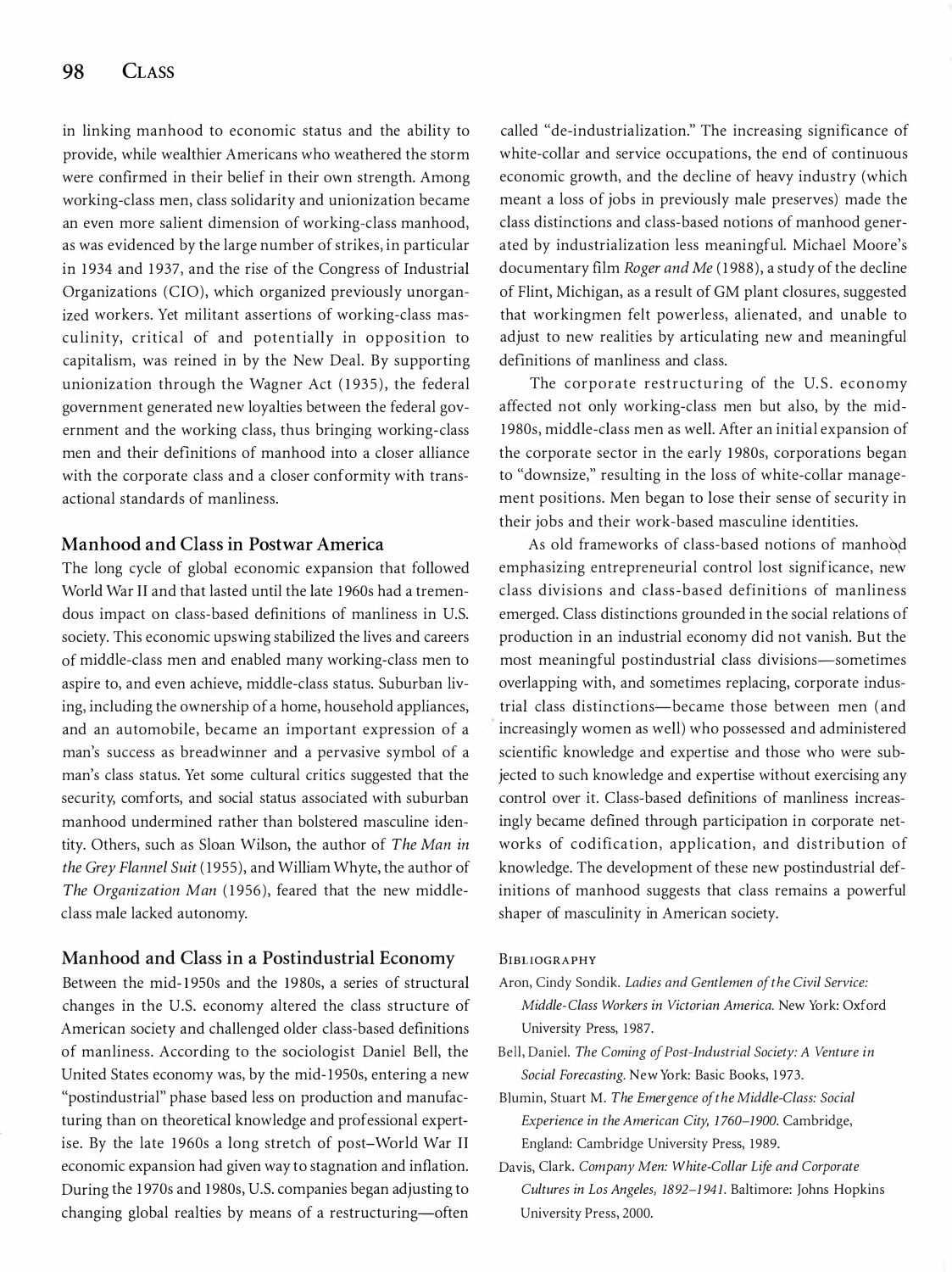in linking manhood to economic status and the ability to provide, while wealthier Americans who weathered the storm were confirmed in their belief in their own strength. Among working-class men, class solidarity and unionization became an even more salient dimension of working-class manhood, as was evidenced by the large number of strikes, in particular in 1934 and 1937, and the rise of the Congress of Industrial Organizations (CIO), which organized previously unorganized workers. Yet militant assertions of working-class masculinity, critical of and potentially in opposition to capitalism, was reined in by the New Deal. By supporting unionization through the Wagner Act (1935), the federal government generated new loyalties between the federal government and the working class, thus bringing working-class men and their definitions of manhood into a closer alliance with the corporate class and a closer conformity with transactional standards of manliness.

## Manhood and Class in Postwar America

The long cycle of global economic expansion that followed World War II and that lasted until the late 1960s had a tremendous impact on class-based definitions of manliness in U.S. society. This economic upswing stabilized the lives and careers of middle-class men and enabled many working-class men to aspire to, and even achieve, middle-class status. Suburban living, including the ownership of a home, household appliances, and an automobile, became an important expression of a man's success as breadwinner and a pervasive symbol of a man's class status. Yet some cultural critics suggested that the security, comforts, and social status associated with suburban manhood undermined rather than bolstered masculine identity. Others, such as Sloan Wilson, the author of *The Man in the Grey Flannel Suit* (1955), and William Whyte, the author of *The Organization Man* (1956), feared that the new middle-class male lacked autonomy.

## Manhood and Class in a Postindustrial Economy

Between the mid-1950s and the 1980s, a series of structural changes in the U.S. economy altered the class structure of American society and challenged older class-based definitions of manliness. According to the sociologist Daniel Bell, the United States economy was, by the mid-1950s, entering a new "postindustrial" phase based less on production and manufacturing than on theoretical knowledge and professional expertise. By the late 1960s a long stretch of post–World War II economic expansion had given way to stagnation and inflation. During the 1970s and 1980s, U.S. companies began adjusting to changing global realties by means of a restructuring—often called "de-industrialization." The increasing significance of white-collar and service occupations, the end of continuous economic growth, and the decline of heavy industry (which meant a loss of jobs in previously male preserves) made the class distinctions and class-based notions of manhood generated by industrialization less meaningful. Michael Moore's documentary film *Roger and Me* (1988), a study of the decline of Flint, Michigan, as a result of GM plant closures, suggested that workingmen felt powerless, alienated, and unable to adjust to new realities by articulating new and meaningful definitions of manliness and class.

The corporate restructuring of the U.S. economy affected not only working-class men but also, by the mid-1980s, middle-class men as well. After an initial expansion of the corporate sector in the early 1980s, corporations began to "downsize," resulting in the loss of white-collar management positions. Men began to lose their sense of security in their jobs and their work-based masculine identities.

As old frameworks of class-based notions of manhood emphasizing entrepreneurial control lost significance, new class divisions and class-based definitions of manliness emerged. Class distinctions grounded in the social relations of production in an industrial economy did not vanish. But the most meaningful postindustrial class divisions—sometimes overlapping with, and sometimes replacing, corporate industrial class distinctions—became those between men (and increasingly women as well) who possessed and administered scientific knowledge and expertise and those who were subjected to such knowledge and expertise without exercising any control over it. Class-based definitions of manliness increasingly became defined through participation in corporate networks of codification, application, and distribution of knowledge. The development of these new postindustrial definitions of manhood suggests that class remains a powerful shaper of masculinity in American society.

### Bibliography

Aron, Cindy Sondik. *Ladies and Gentlemen of the Civil Service: Middle-Class Workers in Victorian America.* New York: Oxford University Press, 1987.

Bell, Daniel. *The Coming of Post-Industrial Society: A Venture in Social Forecasting.* New York: Basic Books, 1973.

Blumin, Stuart M. *The Emergence of the Middle-Class: Social Experience in the American City, 1760–1900.* Cambridge, England: Cambridge University Press, 1989.

Davis, Clark. *Company Men: White-Collar Life and Corporate Cultures in Los Angeles, 1892–1941.* Baltimore: Johns Hopkins University Press, 2000.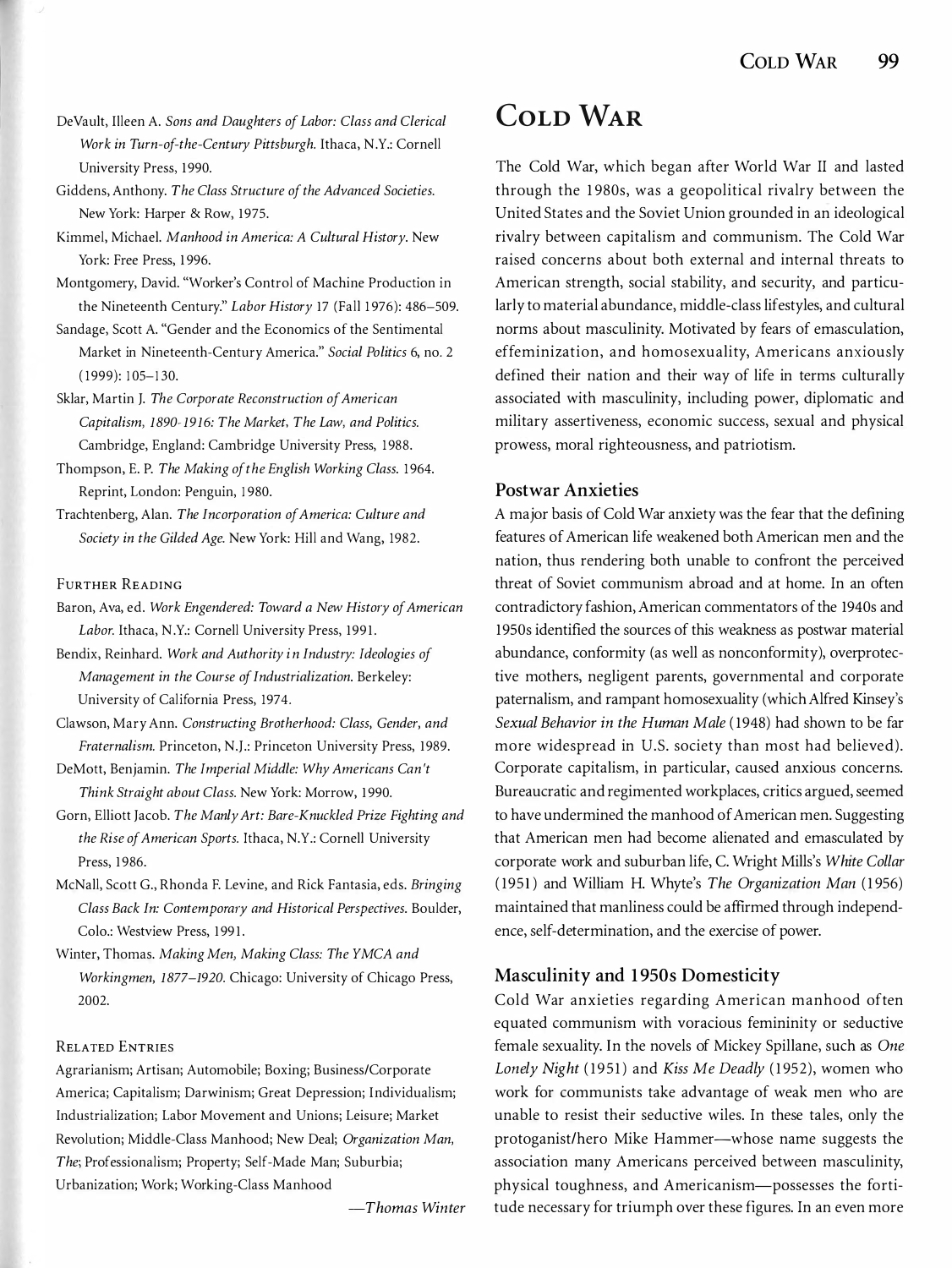DeVault, Illeen A. *Sons and Daughters of Labor: Class and Clerical Work in Turn-of-the-Century Pittsburgh.* Ithaca, N.Y.: Cornell University Press, 1990.

Giddens, Anthony. *The Class Structure of the Advanced Societies.* New York: Harper & Row, 1975.

Kimmel, Michael. *Manhood in America: A Cultural History.* New York: Free Press, 1996.

Montgomery, David. "Worker's Control of Machine Production in the Nineteenth Century." *Labor History* 17 (Fall 1976): 486–509.

Sandage, Scott A. "Gender and the Economics of the Sentimental Market in Nineteenth-Century America." *Social Politics* 6, no. 2 (1999): 105–130.

Sklar, Martin J. *The Corporate Reconstruction of American Capitalism, 1890-1916: The Market, The Law, and Politics.* Cambridge, England: Cambridge University Press, 1988.

Thompson, E. P. *The Making of the English Working Class.* 1964. Reprint, London: Penguin, 1980.

Trachtenberg, Alan. *The Incorporation of America: Culture and Society in the Gilded Age.* New York: Hill and Wang, 1982.

Further Reading

Baron, Ava, ed. *Work Engendered: Toward a New History of American Labor.* Ithaca, N.Y.: Cornell University Press, 1991.

Bendix, Reinhard. *Work and Authority in Industry: Ideologies of Management in the Course of Industrialization.* Berkeley: University of California Press, 1974.

Clawson, Mary Ann. *Constructing Brotherhood: Class, Gender, and Fraternalism.* Princeton, N.J.: Princeton University Press, 1989.

DeMott, Benjamin. *The Imperial Middle: Why Americans Can't Think Straight about Class.* New York: Morrow, 1990.

Gorn, Elliott Jacob. *The Manly Art: Bare-Knuckled Prize Fighting and the Rise of American Sports.* Ithaca, N.Y.: Cornell University Press, 1986.

McNall, Scott G., Rhonda F. Levine, and Rick Fantasia, eds. *Bringing Class Back In: Contemporary and Historical Perspectives.* Boulder, Colo.: Westview Press, 1991.

Winter, Thomas. *Making Men, Making Class: The YMCA and Workingmen, 1877–1920.* Chicago: University of Chicago Press, 2002.

Related Entries

Agrarianism; Artisan; Automobile; Boxing; Business/Corporate America; Capitalism; Darwinism; Great Depression; Individualism; Industrialization; Labor Movement and Unions; Leisure; Market Revolution; Middle-Class Manhood; New Deal; *Organization Man, The*; Professionalism; Property; Self-Made Man; Suburbia; Urbanization; Work; Working-Class Manhood

—*Thomas Winter*

# Cold War

The Cold War, which began after World War II and lasted through the 1980s, was a geopolitical rivalry between the United States and the Soviet Union grounded in an ideological rivalry between capitalism and communism. The Cold War raised concerns about both external and internal threats to American strength, social stability, and security, and particularly to material abundance, middle-class lifestyles, and cultural norms about masculinity. Motivated by fears of emasculation, effeminization, and homosexuality, Americans anxiously defined their nation and their way of life in terms culturally associated with masculinity, including power, diplomatic and military assertiveness, economic success, sexual and physical prowess, moral righteousness, and patriotism.

## Postwar Anxieties

A major basis of Cold War anxiety was the fear that the defining features of American life weakened both American men and the nation, thus rendering both unable to confront the perceived threat of Soviet communism abroad and at home. In an often contradictory fashion, American commentators of the 1940s and 1950s identified the sources of this weakness as postwar material abundance, conformity (as well as nonconformity), overprotective mothers, negligent parents, governmental and corporate paternalism, and rampant homosexuality (which Alfred Kinsey's *Sexual Behavior in the Human Male* (1948) had shown to be far more widespread in U.S. society than most had believed). Corporate capitalism, in particular, caused anxious concerns. Bureaucratic and regimented workplaces, critics argued, seemed to have undermined the manhood of American men. Suggesting that American men had become alienated and emasculated by corporate work and suburban life, C. Wright Mills's *White Collar* (1951) and William H. Whyte's *The Organization Man* (1956) maintained that manliness could be affirmed through independence, self-determination, and the exercise of power.

## Masculinity and 1950s Domesticity

Cold War anxieties regarding American manhood often equated communism with voracious femininity or seductive female sexuality. In the novels of Mickey Spillane, such as *One Lonely Night* (1951) and *Kiss Me Deadly* (1952), women who work for communists take advantage of weak men who are unable to resist their seductive wiles. In these tales, only the protoganist/hero Mike Hammer—whose name suggests the association many Americans perceived between masculinity, physical toughness, and Americanism—possesses the fortitude necessary for triumph over these figures. In an even more